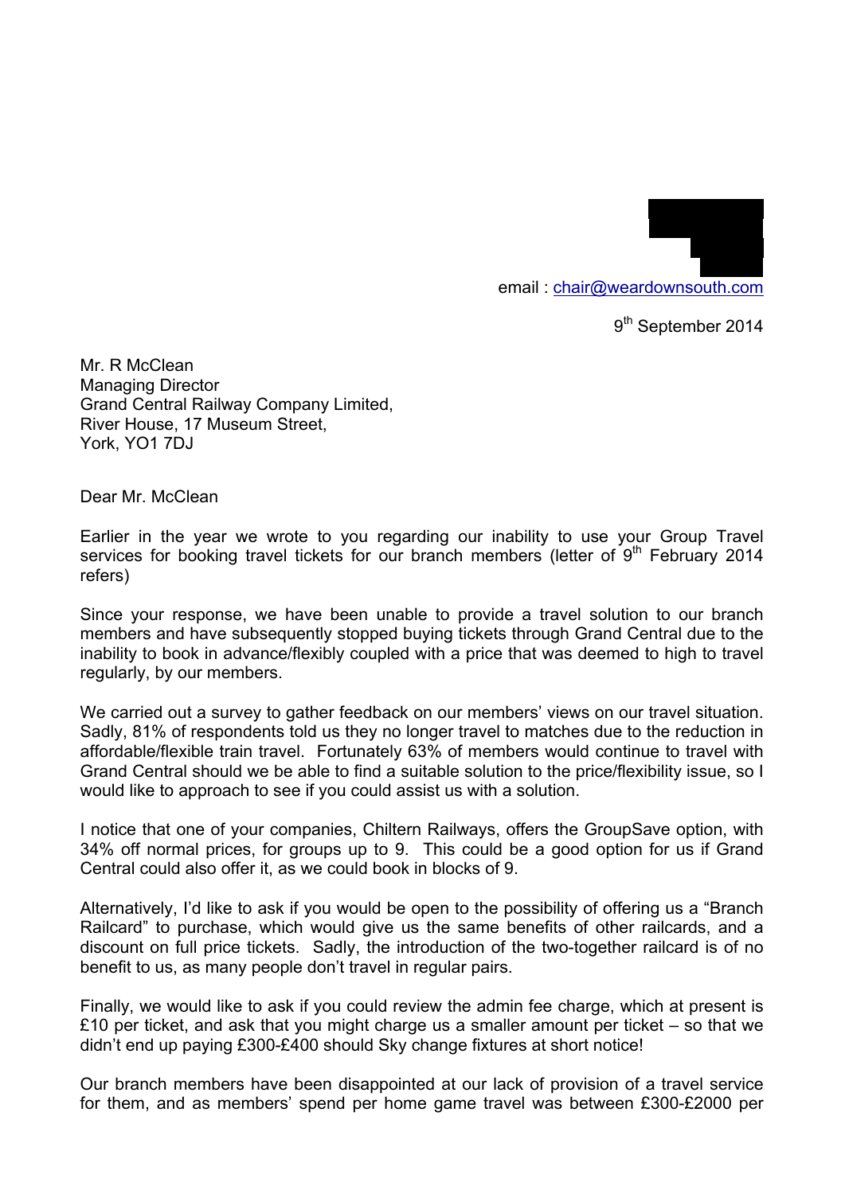email : chair@weardownsouth.com

9th September 2014

Mr. R McClean  
Managing Director  
Grand Central Railway Company Limited,  
River House, 17 Museum Street,  
York, YO1 7DJ

Dear Mr. McClean

Earlier in the year we wrote to you regarding our inability to use your Group Travel services for booking travel tickets for our branch members (letter of 9th February 2014 refers)

Since your response, we have been unable to provide a travel solution to our branch members and have subsequently stopped buying tickets through Grand Central due to the inability to book in advance/flexibly coupled with a price that was deemed to high to travel regularly, by our members.

We carried out a survey to gather feedback on our members' views on our travel situation. Sadly, 81% of respondents told us they no longer travel to matches due to the reduction in affordable/flexible train travel. Fortunately 63% of members would continue to travel with Grand Central should we be able to find a suitable solution to the price/flexibility issue, so I would like to approach to see if you could assist us with a solution.

I notice that one of your companies, Chiltern Railways, offers the GroupSave option, with 34% off normal prices, for groups up to 9. This could be a good option for us if Grand Central could also offer it, as we could book in blocks of 9.

Alternatively, I'd like to ask if you would be open to the possibility of offering us a "Branch Railcard" to purchase, which would give us the same benefits of other railcards, and a discount on full price tickets. Sadly, the introduction of the two-together railcard is of no benefit to us, as many people don't travel in regular pairs.

Finally, we would like to ask if you could review the admin fee charge, which at present is £10 per ticket, and ask that you might charge us a smaller amount per ticket – so that we didn't end up paying £300-£400 should Sky change fixtures at short notice!

Our branch members have been disappointed at our lack of provision of a travel service for them, and as members' spend per home game travel was between £300-£2000 per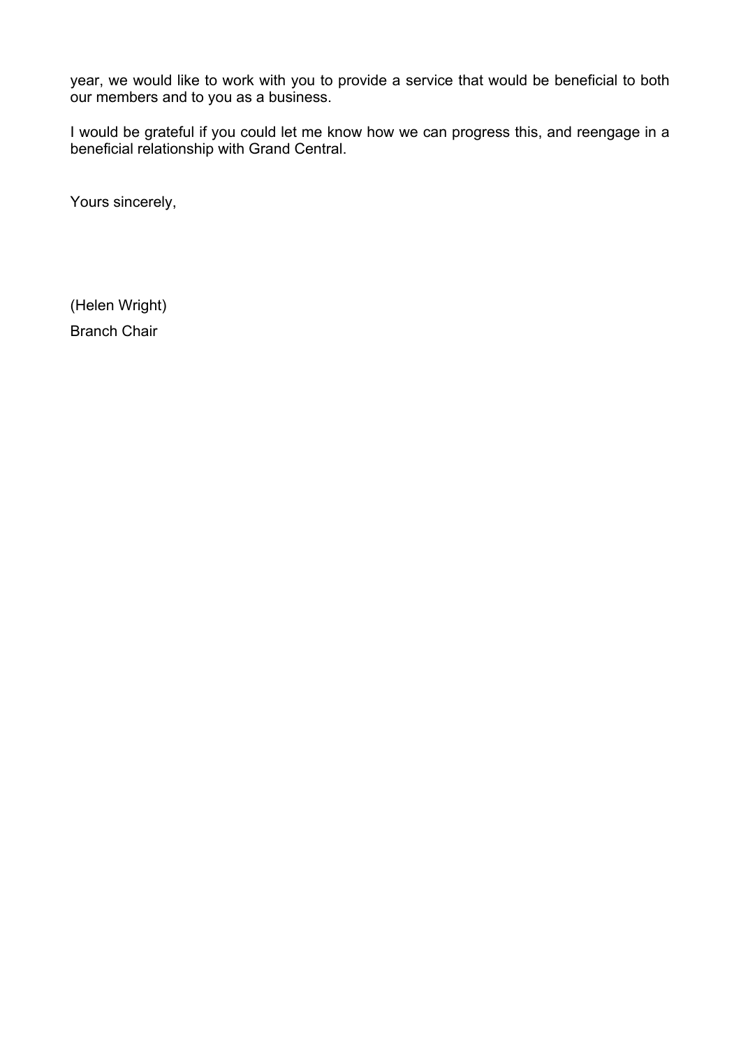year, we would like to work with you to provide a service that would be beneficial to both our members and to you as a business.

I would be grateful if you could let me know how we can progress this, and reengage in a beneficial relationship with Grand Central.

Yours sincerely,

(Helen Wright)

Branch Chair